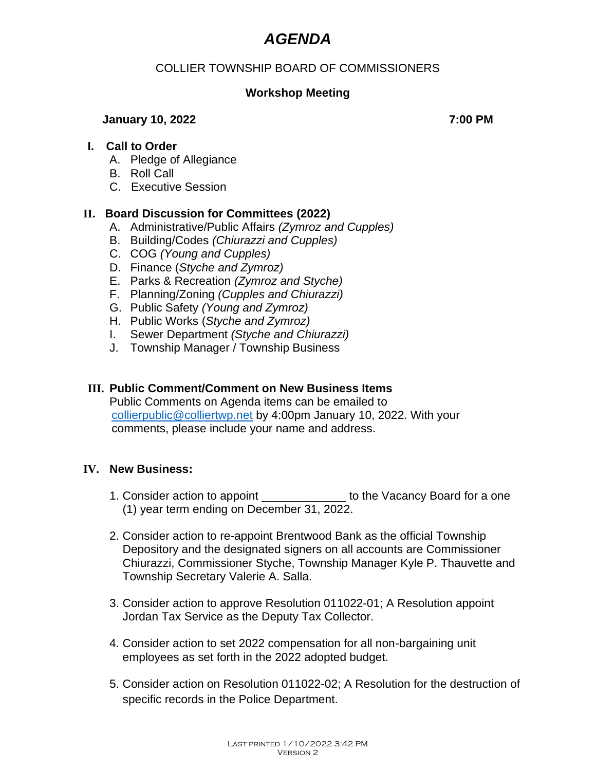# *AGENDA*

COLLIER TOWNSHIP BOARD OF COMMISSIONERS

**Workshop Meeting**

**January 10, 2022** **7:00 PM**

## I. Call to Order

A. Pledge of Allegiance
B. Roll Call
C. Executive Session

## II. Board Discussion for Committees (2022)

A. Administrative/Public Affairs *(Zymroz and Cupples)*
B. Building/Codes *(Chiurazzi and Cupples)*
C. COG *(Young and Cupples)*
D. Finance (*Styche and Zymroz)*
E. Parks & Recreation *(Zymroz and Styche)*
F. Planning/Zoning *(Cupples and Chiurazzi)*
G. Public Safety *(Young and Zymroz)*
H. Public Works (*Styche and Zymroz)*
I. Sewer Department *(Styche and Chiurazzi)*
J. Township Manager / Township Business

## III. Public Comment/Comment on New Business Items

Public Comments on Agenda items can be emailed to collierpublic@colliertwp.net by 4:00pm January 10, 2022. With your comments, please include your name and address.

## IV. New Business:

1. Consider action to appoint _____________ to the Vacancy Board for a one (1) year term ending on December 31, 2022.

2. Consider action to re-appoint Brentwood Bank as the official Township Depository and the designated signers on all accounts are Commissioner Chiurazzi, Commissioner Styche, Township Manager Kyle P. Thauvette and Township Secretary Valerie A. Salla.

3. Consider action to approve Resolution 011022-01; A Resolution appoint Jordan Tax Service as the Deputy Tax Collector.

4. Consider action to set 2022 compensation for all non-bargaining unit employees as set forth in the 2022 adopted budget.

5. Consider action on Resolution 011022-02; A Resolution for the destruction of specific records in the Police Department.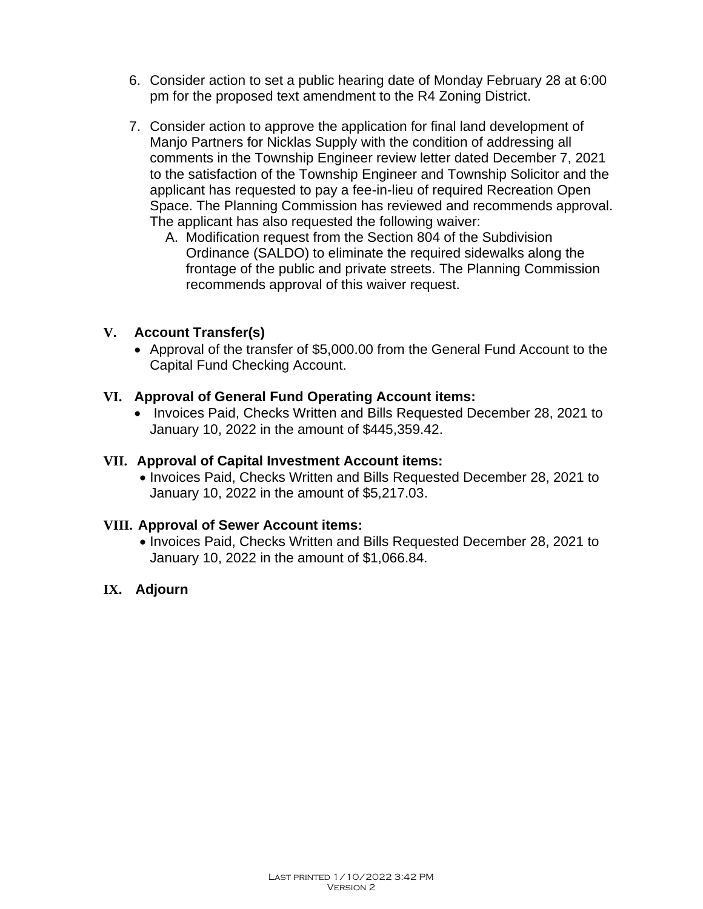6. Consider action to set a public hearing date of Monday February 28 at 6:00 pm for the proposed text amendment to the R4 Zoning District.

7. Consider action to approve the application for final land development of Manjo Partners for Nicklas Supply with the condition of addressing all comments in the Township Engineer review letter dated December 7, 2021 to the satisfaction of the Township Engineer and Township Solicitor and the applicant has requested to pay a fee-in-lieu of required Recreation Open Space. The Planning Commission has reviewed and recommends approval. The applicant has also requested the following waiver:
   A. Modification request from the Section 804 of the Subdivision Ordinance (SALDO) to eliminate the required sidewalks along the frontage of the public and private streets. The Planning Commission recommends approval of this waiver request.

**V. Account Transfer(s)**

- Approval of the transfer of $5,000.00 from the General Fund Account to the Capital Fund Checking Account.

**VI. Approval of General Fund Operating Account items:**

- Invoices Paid, Checks Written and Bills Requested December 28, 2021 to January 10, 2022 in the amount of $445,359.42.

**VII. Approval of Capital Investment Account items:**

- Invoices Paid, Checks Written and Bills Requested December 28, 2021 to January 10, 2022 in the amount of $5,217.03.

**VIII. Approval of Sewer Account items:**

- Invoices Paid, Checks Written and Bills Requested December 28, 2021 to January 10, 2022 in the amount of $1,066.84.

**IX. Adjourn**

Last printed 1/10/2022 3:42 PM
Version 2